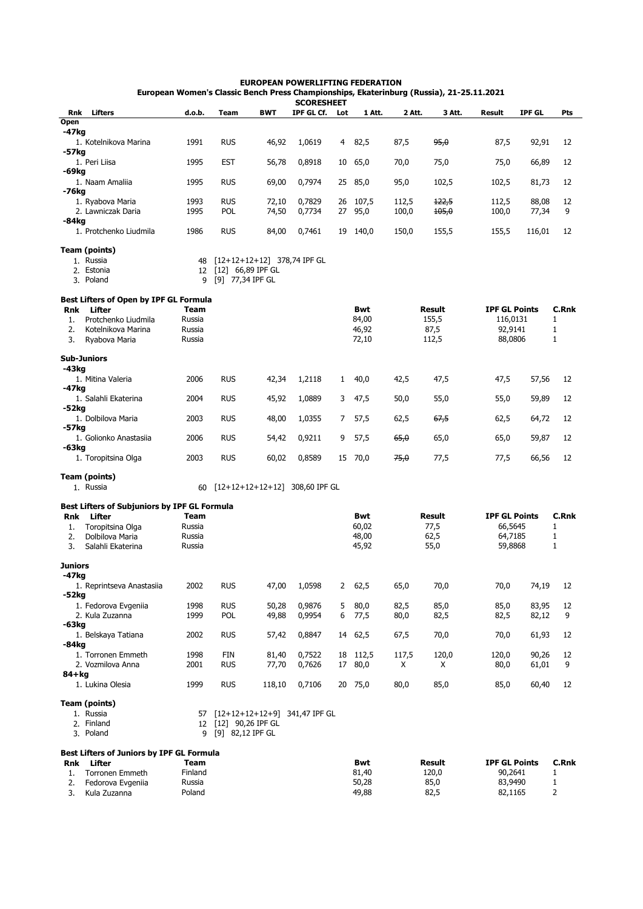# EUROPEAN POWERLIFTING FEDERATION

## European Women's Classic Bench Press Championships, Ekaterinburg (Russia), 21-25.11.2021

### SCORESHEET

| Rnk | Lifters | d.o.b. | Team | BWT | IPF GL Cf. | Lot | 1 Att. | 2 Att. | 3 Att. | Result | IPF GL | Pts |
|---|---|---|---|---|---|---|---|---|---|---|---|---|
| **Open** | | | | | | | | | | | | |
| **-47kg** | | | | | | | | | | | | |
| 1. | Kotelnikova Marina | 1991 | RUS | 46,92 | 1,0619 | 4 | 82,5 | 87,5 | ~~95,0~~ | 87,5 | 92,91 | 12 |
| **-57kg** | | | | | | | | | | | | |
| 1. | Peri Liisa | 1995 | EST | 56,78 | 0,8918 | 10 | 65,0 | 70,0 | 75,0 | 75,0 | 66,89 | 12 |
| **-69kg** | | | | | | | | | | | | |
| 1. | Naam Amaliia | 1995 | RUS | 69,00 | 0,7974 | 25 | 85,0 | 95,0 | 102,5 | 102,5 | 81,73 | 12 |
| **-76kg** | | | | | | | | | | | | |
| 1. | Ryabova Maria | 1993 | RUS | 72,10 | 0,7829 | 26 | 107,5 | 112,5 | ~~122,5~~ | 112,5 | 88,08 | 12 |
| 2. | Lawniczak Daria | 1995 | POL | 74,50 | 0,7734 | 27 | 95,0 | 100,0 | ~~105,0~~ | 100,0 | 77,34 | 9 |
| **-84kg** | | | | | | | | | | | | |
| 1. | Protchenko Liudmila | 1986 | RUS | 84,00 | 0,7461 | 19 | 140,0 | 150,0 | 155,5 | 155,5 | 116,01 | 12 |

**Team (points)**

| Rnk | Team | Pts | Details |
|---|---|---|---|
| 1. | Russia | 48 | [12+12+12+12] 378,74 IPF GL |
| 2. | Estonia | 12 | [12] 66,89 IPF GL |
| 3. | Poland | 9 | [9] 77,34 IPF GL |

**Best Lifters of Open by IPF GL Formula**

| Rnk | Lifter | Team | Bwt | Result | IPF GL Points | C.Rnk |
|---|---|---|---|---|---|---|
| 1. | Protchenko Liudmila | Russia | 84,00 | 155,5 | 116,0131 | 1 |
| 2. | Kotelnikova Marina | Russia | 46,92 | 87,5 | 92,9141 | 1 |
| 3. | Ryabova Maria | Russia | 72,10 | 112,5 | 88,0806 | 1 |

| Rnk | Lifters | d.o.b. | Team | BWT | IPF GL Cf. | Lot | 1 Att. | 2 Att. | 3 Att. | Result | IPF GL | Pts |
|---|---|---|---|---|---|---|---|---|---|---|---|---|
| **Sub-Juniors** | | | | | | | | | | | | |
| **-43kg** | | | | | | | | | | | | |
| 1. | Mitina Valeria | 2006 | RUS | 42,34 | 1,2118 | 1 | 40,0 | 42,5 | 47,5 | 47,5 | 57,56 | 12 |
| **-47kg** | | | | | | | | | | | | |
| 1. | Salahli Ekaterina | 2004 | RUS | 45,92 | 1,0889 | 3 | 47,5 | 50,0 | 55,0 | 55,0 | 59,89 | 12 |
| **-52kg** | | | | | | | | | | | | |
| 1. | Dolbilova Maria | 2003 | RUS | 48,00 | 1,0355 | 7 | 57,5 | 62,5 | ~~67,5~~ | 62,5 | 64,72 | 12 |
| **-57kg** | | | | | | | | | | | | |
| 1. | Golionko Anastasiia | 2006 | RUS | 54,42 | 0,9211 | 9 | 57,5 | ~~65,0~~ | 65,0 | 65,0 | 59,87 | 12 |
| **-63kg** | | | | | | | | | | | | |
| 1. | Toropitsina Olga | 2003 | RUS | 60,02 | 0,8589 | 15 | 70,0 | ~~75,0~~ | 77,5 | 77,5 | 66,56 | 12 |

**Team (points)**

| Rnk | Team | Pts | Details |
|---|---|---|---|
| 1. | Russia | 60 | [12+12+12+12+12] 308,60 IPF GL |

**Best Lifters of Subjuniors by IPF GL Formula**

| Rnk | Lifter | Team | Bwt | Result | IPF GL Points | C.Rnk |
|---|---|---|---|---|---|---|
| 1. | Toropitsina Olga | Russia | 60,02 | 77,5 | 66,5645 | 1 |
| 2. | Dolbilova Maria | Russia | 48,00 | 62,5 | 64,7185 | 1 |
| 3. | Salahli Ekaterina | Russia | 45,92 | 55,0 | 59,8868 | 1 |

| Rnk | Lifters | d.o.b. | Team | BWT | IPF GL Cf. | Lot | 1 Att. | 2 Att. | 3 Att. | Result | IPF GL | Pts |
|---|---|---|---|---|---|---|---|---|---|---|---|---|
| **Juniors** | | | | | | | | | | | | |
| **-47kg** | | | | | | | | | | | | |
| 1. | Reprintseva Anastasiia | 2002 | RUS | 47,00 | 1,0598 | 2 | 62,5 | 65,0 | 70,0 | 70,0 | 74,19 | 12 |
| **-52kg** | | | | | | | | | | | | |
| 1. | Fedorova Evgeniia | 1998 | RUS | 50,28 | 0,9876 | 5 | 80,0 | 82,5 | 85,0 | 85,0 | 83,95 | 12 |
| 2. | Kula Zuzanna | 1999 | POL | 49,88 | 0,9954 | 6 | 77,5 | 80,0 | 82,5 | 82,5 | 82,12 | 9 |
| **-63kg** | | | | | | | | | | | | |
| 1. | Belskaya Tatiana | 2002 | RUS | 57,42 | 0,8847 | 14 | 62,5 | 67,5 | 70,0 | 70,0 | 61,93 | 12 |
| **-84kg** | | | | | | | | | | | | |
| 1. | Torronen Emmeth | 1998 | FIN | 81,40 | 0,7522 | 18 | 112,5 | 117,5 | 120,0 | 120,0 | 90,26 | 12 |
| 2. | Vozmilova Anna | 2001 | RUS | 77,70 | 0,7626 | 17 | 80,0 | X | X | 80,0 | 61,01 | 9 |
| **84+kg** | | | | | | | | | | | | |
| 1. | Lukina Olesia | 1999 | RUS | 118,10 | 0,7106 | 20 | 75,0 | 80,0 | 85,0 | 85,0 | 60,40 | 12 |

**Team (points)**

| Rnk | Team | Pts | Details |
|---|---|---|---|
| 1. | Russia | 57 | [12+12+12+12+9] 341,47 IPF GL |
| 2. | Finland | 12 | [12] 90,26 IPF GL |
| 3. | Poland | 9 | [9] 82,12 IPF GL |

**Best Lifters of Juniors by IPF GL Formula**

| Rnk | Lifter | Team | Bwt | Result | IPF GL Points | C.Rnk |
|---|---|---|---|---|---|---|
| 1. | Torronen Emmeth | Finland | 81,40 | 120,0 | 90,2641 | 1 |
| 2. | Fedorova Evgeniia | Russia | 50,28 | 85,0 | 83,9490 | 1 |
| 3. | Kula Zuzanna | Poland | 49,88 | 82,5 | 82,1165 | 2 |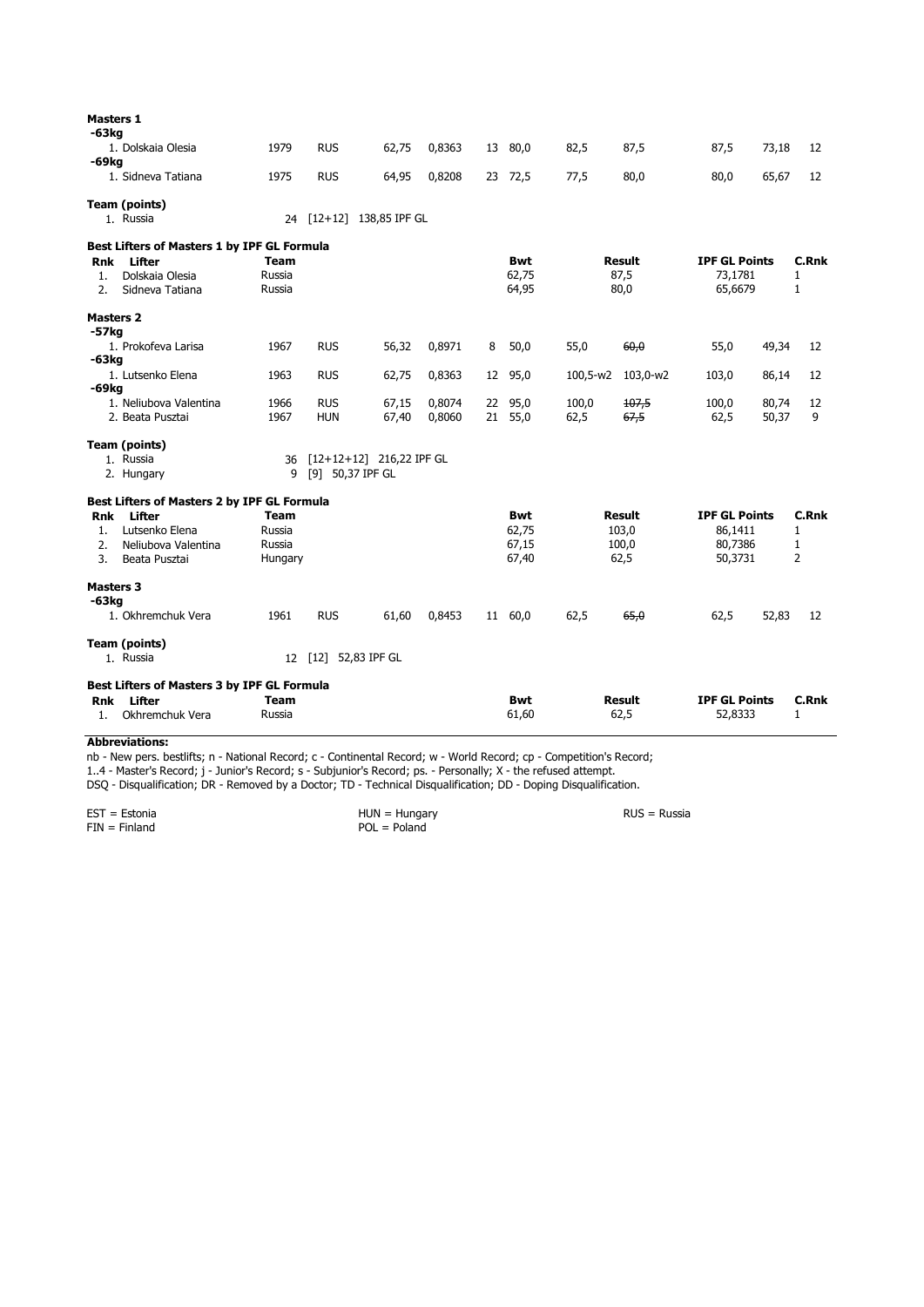**Masters 1**

| | | | | | | | | | | | |
|---|---|---|---|---|---|---|---|---|---|---|---|
| **-63kg** | | | | | | | | | | | |
| 1. Dolskaia Olesia | 1979 | RUS | 62,75 | 0,8363 | 13 | 80,0 | 82,5 | 87,5 | 87,5 | 73,18 | 12 |
| **-69kg** | | | | | | | | | | | |
| 1. Sidneva Tatiana | 1975 | RUS | 64,95 | 0,8208 | 23 | 72,5 | 77,5 | 80,0 | 80,0 | 65,67 | 12 |

**Team (points)**

1. Russia 24 [12+12] 138,85 IPF GL

**Best Lifters of Masters 1 by IPF GL Formula**

| Rnk | Lifter | Team | Bwt | Result | IPF GL Points | C.Rnk |
|---|---|---|---|---|---|---|
| 1. | Dolskaia Olesia | Russia | 62,75 | 87,5 | 73,1781 | 1 |
| 2. | Sidneva Tatiana | Russia | 64,95 | 80,0 | 65,6679 | 1 |

**Masters 2**

| | | | | | | | | | | | |
|---|---|---|---|---|---|---|---|---|---|---|---|
| **-57kg** | | | | | | | | | | | |
| 1. Prokofeva Larisa | 1967 | RUS | 56,32 | 0,8971 | 8 | 50,0 | 55,0 | ~~60,0~~ | 55,0 | 49,34 | 12 |
| **-63kg** | | | | | | | | | | | |
| 1. Lutsenko Elena | 1963 | RUS | 62,75 | 0,8363 | 12 | 95,0 | 100,5-w2 | 103,0-w2 | 103,0 | 86,14 | 12 |
| **-69kg** | | | | | | | | | | | |
| 1. Neliubova Valentina | 1966 | RUS | 67,15 | 0,8074 | 22 | 95,0 | 100,0 | ~~107,5~~ | 100,0 | 80,74 | 12 |
| 2. Beata Pusztai | 1967 | HUN | 67,40 | 0,8060 | 21 | 55,0 | 62,5 | ~~67,5~~ | 62,5 | 50,37 | 9 |

**Team (points)**

1. Russia 36 [12+12+12] 216,22 IPF GL
2. Hungary 9 [9] 50,37 IPF GL

**Best Lifters of Masters 2 by IPF GL Formula**

| Rnk | Lifter | Team | Bwt | Result | IPF GL Points | C.Rnk |
|---|---|---|---|---|---|---|
| 1. | Lutsenko Elena | Russia | 62,75 | 103,0 | 86,1411 | 1 |
| 2. | Neliubova Valentina | Russia | 67,15 | 100,0 | 80,7386 | 1 |
| 3. | Beata Pusztai | Hungary | 67,40 | 62,5 | 50,3731 | 2 |

**Masters 3**

| | | | | | | | | | | | |
|---|---|---|---|---|---|---|---|---|---|---|---|
| **-63kg** | | | | | | | | | | | |
| 1. Okhremchuk Vera | 1961 | RUS | 61,60 | 0,8453 | 11 | 60,0 | 62,5 | ~~65,0~~ | 62,5 | 52,83 | 12 |

**Team (points)**

1. Russia 12 [12] 52,83 IPF GL

**Best Lifters of Masters 3 by IPF GL Formula**

| Rnk | Lifter | Team | Bwt | Result | IPF GL Points | C.Rnk |
|---|---|---|---|---|---|---|
| 1. | Okhremchuk Vera | Russia | 61,60 | 62,5 | 52,8333 | 1 |

**Abbreviations:**

nb - New pers. bestlifts; n - National Record; c - Continental Record; w - World Record; cp - Competition's Record;
1..4 - Master's Record; j - Junior's Record; s - Subjunior's Record; ps. - Personally; X - the refused attempt.
DSQ - Disqualification; DR - Removed by a Doctor; TD - Technical Disqualification; DD - Doping Disqualification.

EST = Estonia
FIN = Finland
HUN = Hungary
POL = Poland
RUS = Russia